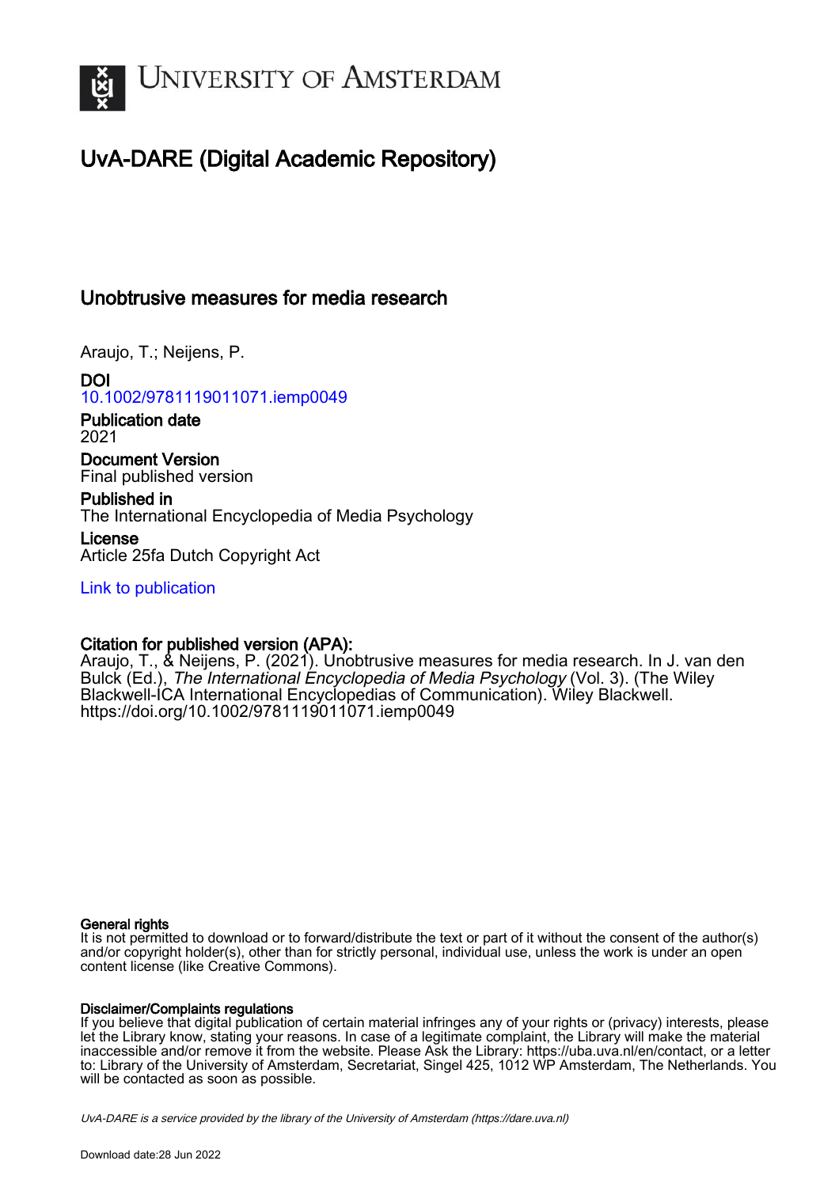UNIVERSITY OF AMSTERDAM

# UvA-DARE (Digital Academic Repository)

## Unobtrusive measures for media research

Araujo, T.; Neijens, P.

**DOI**
10.1002/9781119011071.iemp0049

**Publication date**
2021

**Document Version**
Final published version

**Published in**
The International Encyclopedia of Media Psychology

**License**
Article 25fa Dutch Copyright Act

Link to publication

**Citation for published version (APA):**
Araujo, T., & Neijens, P. (2021). Unobtrusive measures for media research. In J. van den Bulck (Ed.), *The International Encyclopedia of Media Psychology* (Vol. 3). (The Wiley Blackwell-ICA International Encyclopedias of Communication). Wiley Blackwell. https://doi.org/10.1002/9781119011071.iemp0049

**General rights**
It is not permitted to download or to forward/distribute the text or part of it without the consent of the author(s) and/or copyright holder(s), other than for strictly personal, individual use, unless the work is under an open content license (like Creative Commons).

**Disclaimer/Complaints regulations**
If you believe that digital publication of certain material infringes any of your rights or (privacy) interests, please let the Library know, stating your reasons. In case of a legitimate complaint, the Library will make the material inaccessible and/or remove it from the website. Please Ask the Library: https://uba.uva.nl/en/contact, or a letter to: Library of the University of Amsterdam, Secretariat, Singel 425, 1012 WP Amsterdam, The Netherlands. You will be contacted as soon as possible.

*UvA-DARE is a service provided by the library of the University of Amsterdam (https://dare.uva.nl)*

Download date:28 Jun 2022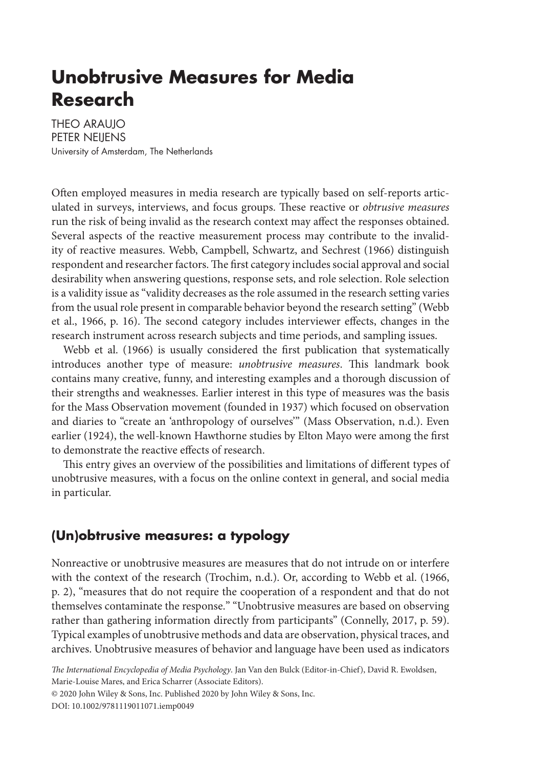# Unobtrusive Measures for Media Research

THEO ARAUJO
PETER NEIJENS
University of Amsterdam, The Netherlands

Often employed measures in media research are typically based on self-reports articulated in surveys, interviews, and focus groups. These reactive or *obtrusive measures* run the risk of being invalid as the research context may affect the responses obtained. Several aspects of the reactive measurement process may contribute to the invalidity of reactive measures. Webb, Campbell, Schwartz, and Sechrest (1966) distinguish respondent and researcher factors. The first category includes social approval and social desirability when answering questions, response sets, and role selection. Role selection is a validity issue as "validity decreases as the role assumed in the research setting varies from the usual role present in comparable behavior beyond the research setting" (Webb et al., 1966, p. 16). The second category includes interviewer effects, changes in the research instrument across research subjects and time periods, and sampling issues.

Webb et al. (1966) is usually considered the first publication that systematically introduces another type of measure: *unobtrusive measures*. This landmark book contains many creative, funny, and interesting examples and a thorough discussion of their strengths and weaknesses. Earlier interest in this type of measures was the basis for the Mass Observation movement (founded in 1937) which focused on observation and diaries to "create an 'anthropology of ourselves'" (Mass Observation, n.d.). Even earlier (1924), the well-known Hawthorne studies by Elton Mayo were among the first to demonstrate the reactive effects of research.

This entry gives an overview of the possibilities and limitations of different types of unobtrusive measures, with a focus on the online context in general, and social media in particular.

## (Un)obtrusive measures: a typology

Nonreactive or unobtrusive measures are measures that do not intrude on or interfere with the context of the research (Trochim, n.d.). Or, according to Webb et al. (1966, p. 2), "measures that do not require the cooperation of a respondent and that do not themselves contaminate the response." "Unobtrusive measures are based on observing rather than gathering information directly from participants" (Connelly, 2017, p. 59). Typical examples of unobtrusive methods and data are observation, physical traces, and archives. Unobtrusive measures of behavior and language have been used as indicators

*The International Encyclopedia of Media Psychology*. Jan Van den Bulck (Editor-in-Chief), David R. Ewoldsen, Marie-Louise Mares, and Erica Scharrer (Associate Editors).
© 2020 John Wiley & Sons, Inc. Published 2020 by John Wiley & Sons, Inc.
DOI: 10.1002/9781119011071.iemp0049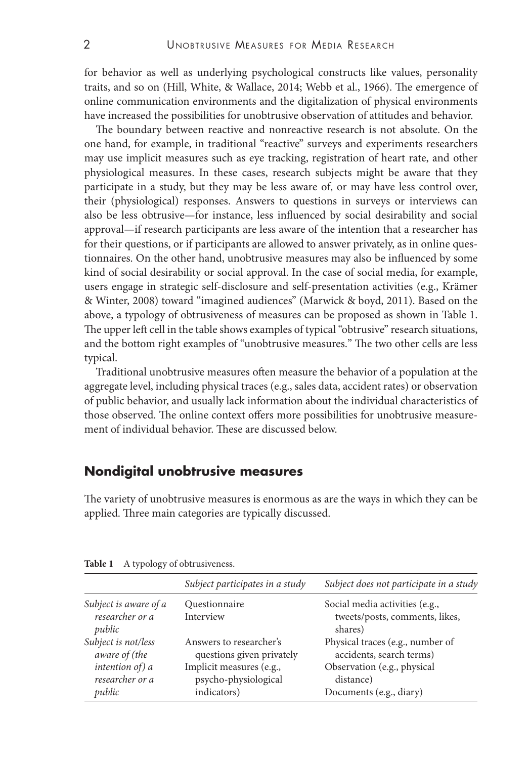for behavior as well as underlying psychological constructs like values, personality traits, and so on (Hill, White, & Wallace, 2014; Webb et al., 1966). The emergence of online communication environments and the digitalization of physical environments have increased the possibilities for unobtrusive observation of attitudes and behavior.

The boundary between reactive and nonreactive research is not absolute. On the one hand, for example, in traditional "reactive" surveys and experiments researchers may use implicit measures such as eye tracking, registration of heart rate, and other physiological measures. In these cases, research subjects might be aware that they participate in a study, but they may be less aware of, or may have less control over, their (physiological) responses. Answers to questions in surveys or interviews can also be less obtrusive—for instance, less influenced by social desirability and social approval—if research participants are less aware of the intention that a researcher has for their questions, or if participants are allowed to answer privately, as in online questionnaires. On the other hand, unobtrusive measures may also be influenced by some kind of social desirability or social approval. In the case of social media, for example, users engage in strategic self-disclosure and self-presentation activities (e.g., Krämer & Winter, 2008) toward "imagined audiences" (Marwick & boyd, 2011). Based on the above, a typology of obtrusiveness of measures can be proposed as shown in Table 1. The upper left cell in the table shows examples of typical "obtrusive" research situations, and the bottom right examples of "unobtrusive measures." The two other cells are less typical.

Traditional unobtrusive measures often measure the behavior of a population at the aggregate level, including physical traces (e.g., sales data, accident rates) or observation of public behavior, and usually lack information about the individual characteristics of those observed. The online context offers more possibilities for unobtrusive measurement of individual behavior. These are discussed below.

## Nondigital unobtrusive measures

The variety of unobtrusive measures is enormous as are the ways in which they can be applied. Three main categories are typically discussed.

**Table 1** A typology of obtrusiveness.

| | *Subject participates in a study* | *Subject does not participate in a study* |
|---|---|---|
| *Subject is aware of a researcher or a public* | Questionnaire<br>Interview | Social media activities (e.g., tweets/posts, comments, likes, shares) |
| *Subject is not/less aware of (the intention of) a researcher or a public* | Answers to researcher's questions given privately<br>Implicit measures (e.g., psycho-physiological indicators) | Physical traces (e.g., number of accidents, search terms)<br>Observation (e.g., physical distance)<br>Documents (e.g., diary) |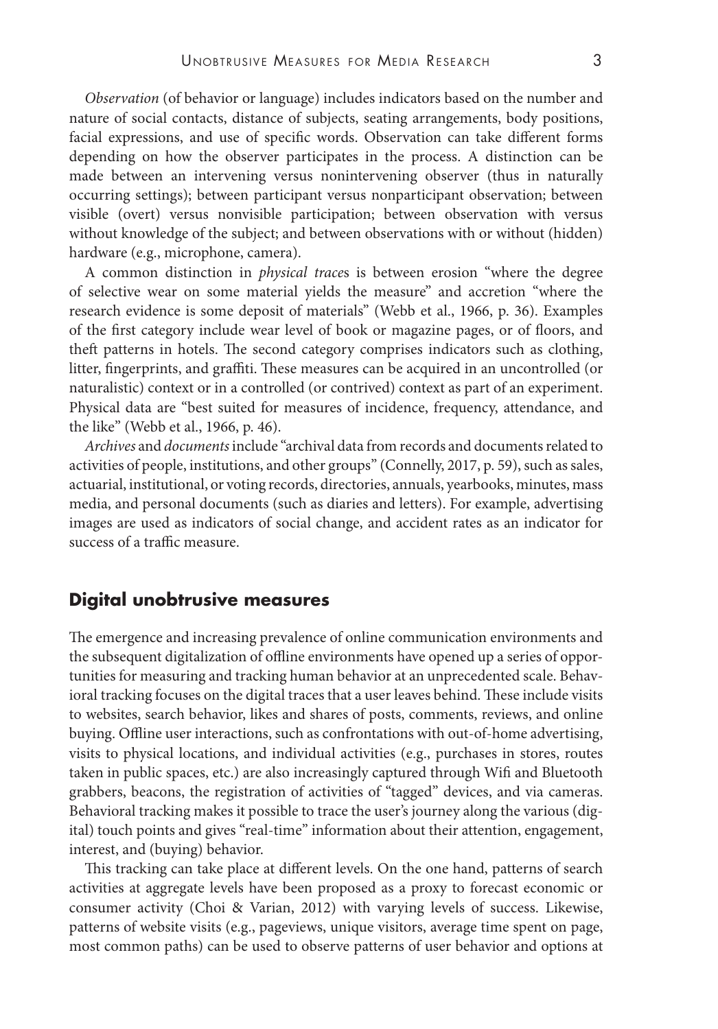*Observation* (of behavior or language) includes indicators based on the number and nature of social contacts, distance of subjects, seating arrangements, body positions, facial expressions, and use of specific words. Observation can take different forms depending on how the observer participates in the process. A distinction can be made between an intervening versus nonintervening observer (thus in naturally occurring settings); between participant versus nonparticipant observation; between visible (overt) versus nonvisible participation; between observation with versus without knowledge of the subject; and between observations with or without (hidden) hardware (e.g., microphone, camera).

A common distinction in *physical traces* is between erosion "where the degree of selective wear on some material yields the measure" and accretion "where the research evidence is some deposit of materials" (Webb et al., 1966, p. 36). Examples of the first category include wear level of book or magazine pages, or of floors, and theft patterns in hotels. The second category comprises indicators such as clothing, litter, fingerprints, and graffiti. These measures can be acquired in an uncontrolled (or naturalistic) context or in a controlled (or contrived) context as part of an experiment. Physical data are "best suited for measures of incidence, frequency, attendance, and the like" (Webb et al., 1966, p. 46).

*Archives* and *documents* include "archival data from records and documents related to activities of people, institutions, and other groups" (Connelly, 2017, p. 59), such as sales, actuarial, institutional, or voting records, directories, annuals, yearbooks, minutes, mass media, and personal documents (such as diaries and letters). For example, advertising images are used as indicators of social change, and accident rates as an indicator for success of a traffic measure.

## Digital unobtrusive measures

The emergence and increasing prevalence of online communication environments and the subsequent digitalization of offline environments have opened up a series of opportunities for measuring and tracking human behavior at an unprecedented scale. Behavioral tracking focuses on the digital traces that a user leaves behind. These include visits to websites, search behavior, likes and shares of posts, comments, reviews, and online buying. Offline user interactions, such as confrontations with out-of-home advertising, visits to physical locations, and individual activities (e.g., purchases in stores, routes taken in public spaces, etc.) are also increasingly captured through Wifi and Bluetooth grabbers, beacons, the registration of activities of "tagged" devices, and via cameras. Behavioral tracking makes it possible to trace the user's journey along the various (digital) touch points and gives "real-time" information about their attention, engagement, interest, and (buying) behavior.

This tracking can take place at different levels. On the one hand, patterns of search activities at aggregate levels have been proposed as a proxy to forecast economic or consumer activity (Choi & Varian, 2012) with varying levels of success. Likewise, patterns of website visits (e.g., pageviews, unique visitors, average time spent on page, most common paths) can be used to observe patterns of user behavior and options at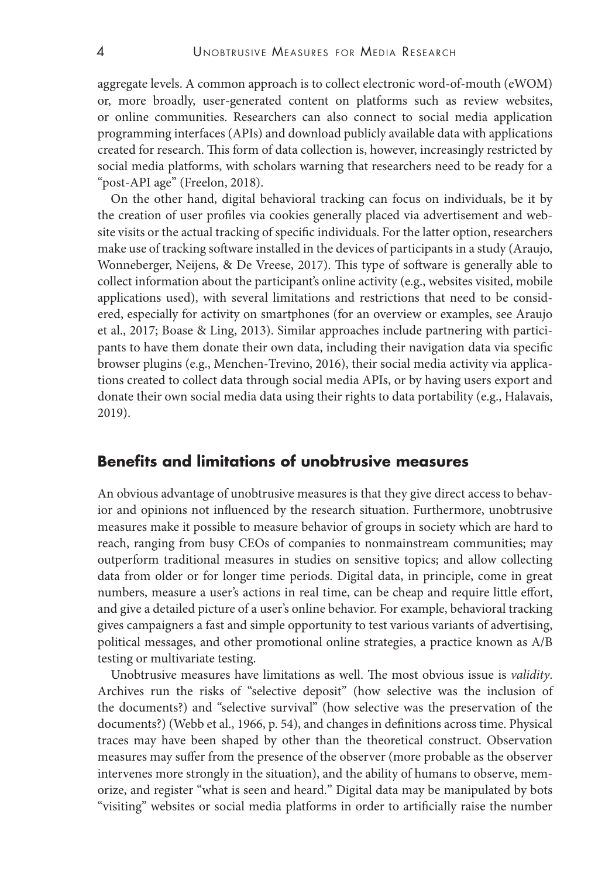aggregate levels. A common approach is to collect electronic word-of-mouth (eWOM) or, more broadly, user-generated content on platforms such as review websites, or online communities. Researchers can also connect to social media application programming interfaces (APIs) and download publicly available data with applications created for research. This form of data collection is, however, increasingly restricted by social media platforms, with scholars warning that researchers need to be ready for a "post-API age" (Freelon, 2018).

On the other hand, digital behavioral tracking can focus on individuals, be it by the creation of user profiles via cookies generally placed via advertisement and website visits or the actual tracking of specific individuals. For the latter option, researchers make use of tracking software installed in the devices of participants in a study (Araujo, Wonneberger, Neijens, & De Vreese, 2017). This type of software is generally able to collect information about the participant's online activity (e.g., websites visited, mobile applications used), with several limitations and restrictions that need to be considered, especially for activity on smartphones (for an overview or examples, see Araujo et al., 2017; Boase & Ling, 2013). Similar approaches include partnering with participants to have them donate their own data, including their navigation data via specific browser plugins (e.g., Menchen-Trevino, 2016), their social media activity via applications created to collect data through social media APIs, or by having users export and donate their own social media data using their rights to data portability (e.g., Halavais, 2019).

## Benefits and limitations of unobtrusive measures

An obvious advantage of unobtrusive measures is that they give direct access to behavior and opinions not influenced by the research situation. Furthermore, unobtrusive measures make it possible to measure behavior of groups in society which are hard to reach, ranging from busy CEOs of companies to nonmainstream communities; may outperform traditional measures in studies on sensitive topics; and allow collecting data from older or for longer time periods. Digital data, in principle, come in great numbers, measure a user's actions in real time, can be cheap and require little effort, and give a detailed picture of a user's online behavior. For example, behavioral tracking gives campaigners a fast and simple opportunity to test various variants of advertising, political messages, and other promotional online strategies, a practice known as A/B testing or multivariate testing.

Unobtrusive measures have limitations as well. The most obvious issue is *validity*. Archives run the risks of "selective deposit" (how selective was the inclusion of the documents?) and "selective survival" (how selective was the preservation of the documents?) (Webb et al., 1966, p. 54), and changes in definitions across time. Physical traces may have been shaped by other than the theoretical construct. Observation measures may suffer from the presence of the observer (more probable as the observer intervenes more strongly in the situation), and the ability of humans to observe, memorize, and register "what is seen and heard." Digital data may be manipulated by bots "visiting" websites or social media platforms in order to artificially raise the number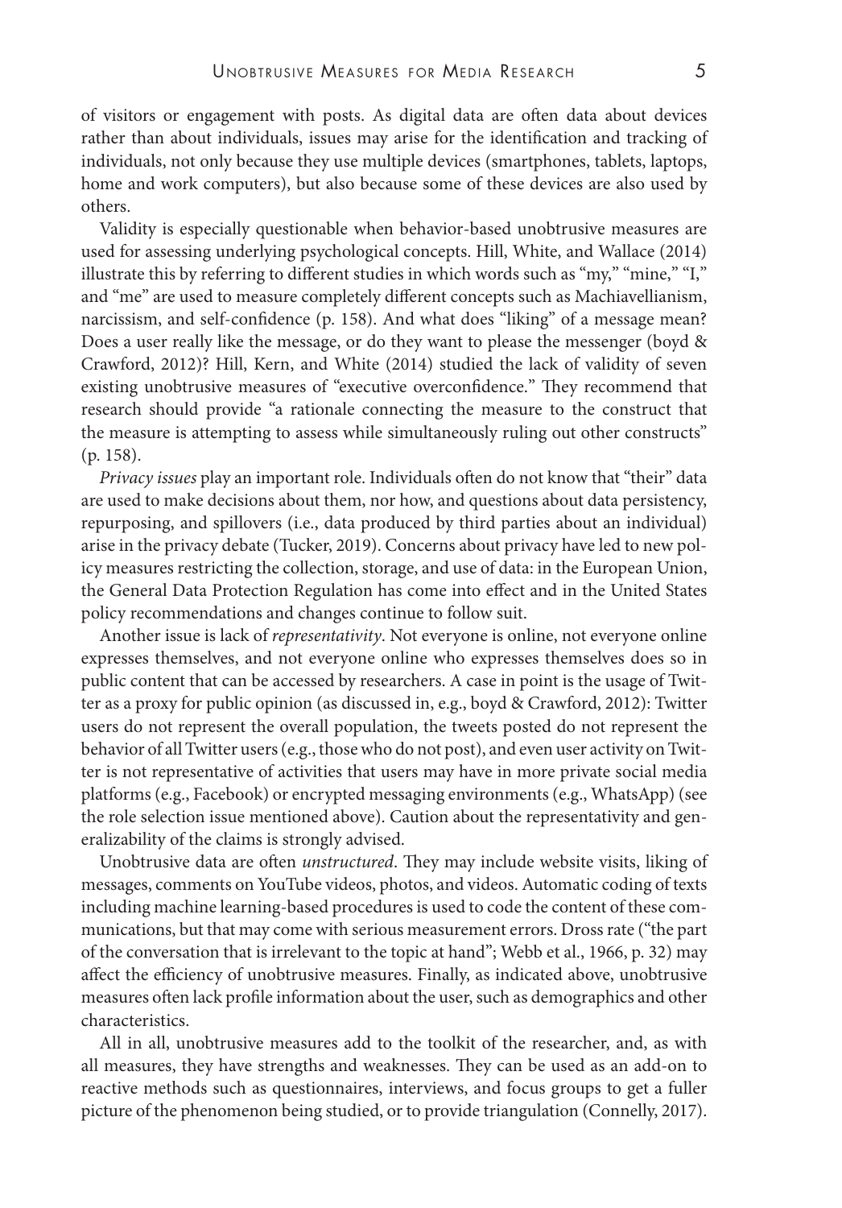of visitors or engagement with posts. As digital data are often data about devices rather than about individuals, issues may arise for the identification and tracking of individuals, not only because they use multiple devices (smartphones, tablets, laptops, home and work computers), but also because some of these devices are also used by others.

Validity is especially questionable when behavior-based unobtrusive measures are used for assessing underlying psychological concepts. Hill, White, and Wallace (2014) illustrate this by referring to different studies in which words such as "my," "mine," "I," and "me" are used to measure completely different concepts such as Machiavellianism, narcissism, and self-confidence (p. 158). And what does "liking" of a message mean? Does a user really like the message, or do they want to please the messenger (boyd & Crawford, 2012)? Hill, Kern, and White (2014) studied the lack of validity of seven existing unobtrusive measures of "executive overconfidence." They recommend that research should provide "a rationale connecting the measure to the construct that the measure is attempting to assess while simultaneously ruling out other constructs" (p. 158).

*Privacy issues* play an important role. Individuals often do not know that "their" data are used to make decisions about them, nor how, and questions about data persistency, repurposing, and spillovers (i.e., data produced by third parties about an individual) arise in the privacy debate (Tucker, 2019). Concerns about privacy have led to new policy measures restricting the collection, storage, and use of data: in the European Union, the General Data Protection Regulation has come into effect and in the United States policy recommendations and changes continue to follow suit.

Another issue is lack of *representativity*. Not everyone is online, not everyone online expresses themselves, and not everyone online who expresses themselves does so in public content that can be accessed by researchers. A case in point is the usage of Twitter as a proxy for public opinion (as discussed in, e.g., boyd & Crawford, 2012): Twitter users do not represent the overall population, the tweets posted do not represent the behavior of all Twitter users (e.g., those who do not post), and even user activity on Twitter is not representative of activities that users may have in more private social media platforms (e.g., Facebook) or encrypted messaging environments (e.g., WhatsApp) (see the role selection issue mentioned above). Caution about the representativity and generalizability of the claims is strongly advised.

Unobtrusive data are often *unstructured*. They may include website visits, liking of messages, comments on YouTube videos, photos, and videos. Automatic coding of texts including machine learning-based procedures is used to code the content of these communications, but that may come with serious measurement errors. Dross rate ("the part of the conversation that is irrelevant to the topic at hand"; Webb et al., 1966, p. 32) may affect the efficiency of unobtrusive measures. Finally, as indicated above, unobtrusive measures often lack profile information about the user, such as demographics and other characteristics.

All in all, unobtrusive measures add to the toolkit of the researcher, and, as with all measures, they have strengths and weaknesses. They can be used as an add-on to reactive methods such as questionnaires, interviews, and focus groups to get a fuller picture of the phenomenon being studied, or to provide triangulation (Connelly, 2017).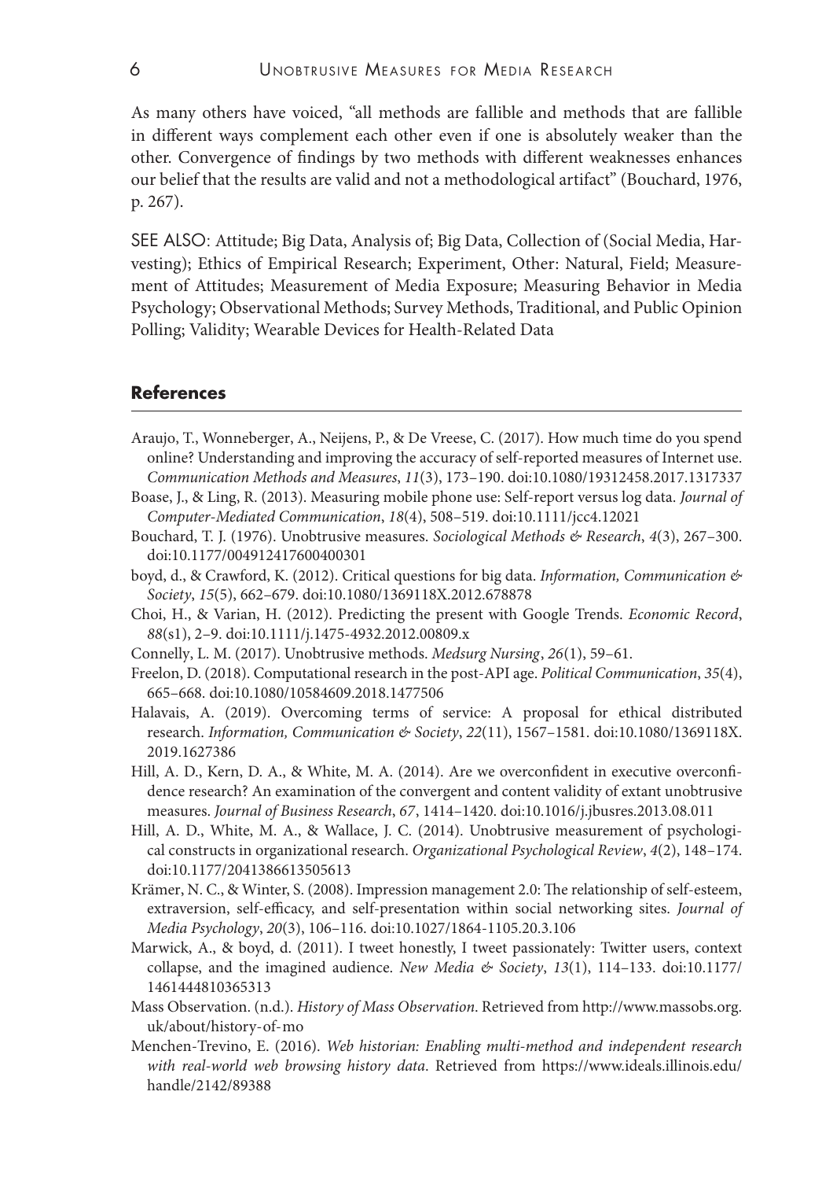As many others have voiced, "all methods are fallible and methods that are fallible in different ways complement each other even if one is absolutely weaker than the other. Convergence of findings by two methods with different weaknesses enhances our belief that the results are valid and not a methodological artifact" (Bouchard, 1976, p. 267).

SEE ALSO: Attitude; Big Data, Analysis of; Big Data, Collection of (Social Media, Harvesting); Ethics of Empirical Research; Experiment, Other: Natural, Field; Measurement of Attitudes; Measurement of Media Exposure; Measuring Behavior in Media Psychology; Observational Methods; Survey Methods, Traditional, and Public Opinion Polling; Validity; Wearable Devices for Health-Related Data

## References

Araujo, T., Wonneberger, A., Neijens, P., & De Vreese, C. (2017). How much time do you spend online? Understanding and improving the accuracy of self-reported measures of Internet use. *Communication Methods and Measures*, *11*(3), 173–190. doi:10.1080/19312458.2017.1317337

Boase, J., & Ling, R. (2013). Measuring mobile phone use: Self-report versus log data. *Journal of Computer-Mediated Communication*, *18*(4), 508–519. doi:10.1111/jcc4.12021

Bouchard, T. J. (1976). Unobtrusive measures. *Sociological Methods & Research*, *4*(3), 267–300. doi:10.1177/004912417600400301

boyd, d., & Crawford, K. (2012). Critical questions for big data. *Information, Communication & Society*, *15*(5), 662–679. doi:10.1080/1369118X.2012.678878

Choi, H., & Varian, H. (2012). Predicting the present with Google Trends. *Economic Record*, *88*(s1), 2–9. doi:10.1111/j.1475-4932.2012.00809.x

Connelly, L. M. (2017). Unobtrusive methods. *Medsurg Nursing*, *26*(1), 59–61.

Freelon, D. (2018). Computational research in the post-API age. *Political Communication*, *35*(4), 665–668. doi:10.1080/10584609.2018.1477506

Halavais, A. (2019). Overcoming terms of service: A proposal for ethical distributed research. *Information, Communication & Society*, *22*(11), 1567–1581. doi:10.1080/1369118X.2019.1627386

Hill, A. D., Kern, D. A., & White, M. A. (2014). Are we overconfident in executive overconfidence research? An examination of the convergent and content validity of extant unobtrusive measures. *Journal of Business Research*, *67*, 1414–1420. doi:10.1016/j.jbusres.2013.08.011

Hill, A. D., White, M. A., & Wallace, J. C. (2014). Unobtrusive measurement of psychological constructs in organizational research. *Organizational Psychological Review*, *4*(2), 148–174. doi:10.1177/2041386613505613

Krämer, N. C., & Winter, S. (2008). Impression management 2.0: The relationship of self-esteem, extraversion, self-efficacy, and self-presentation within social networking sites. *Journal of Media Psychology*, *20*(3), 106–116. doi:10.1027/1864-1105.20.3.106

Marwick, A., & boyd, d. (2011). I tweet honestly, I tweet passionately: Twitter users, context collapse, and the imagined audience. *New Media & Society*, *13*(1), 114–133. doi:10.1177/1461444810365313

Mass Observation. (n.d.). *History of Mass Observation*. Retrieved from http://www.massobs.org.uk/about/history-of-mo

Menchen-Trevino, E. (2016). *Web historian: Enabling multi-method and independent research with real-world web browsing history data*. Retrieved from https://www.ideals.illinois.edu/handle/2142/89388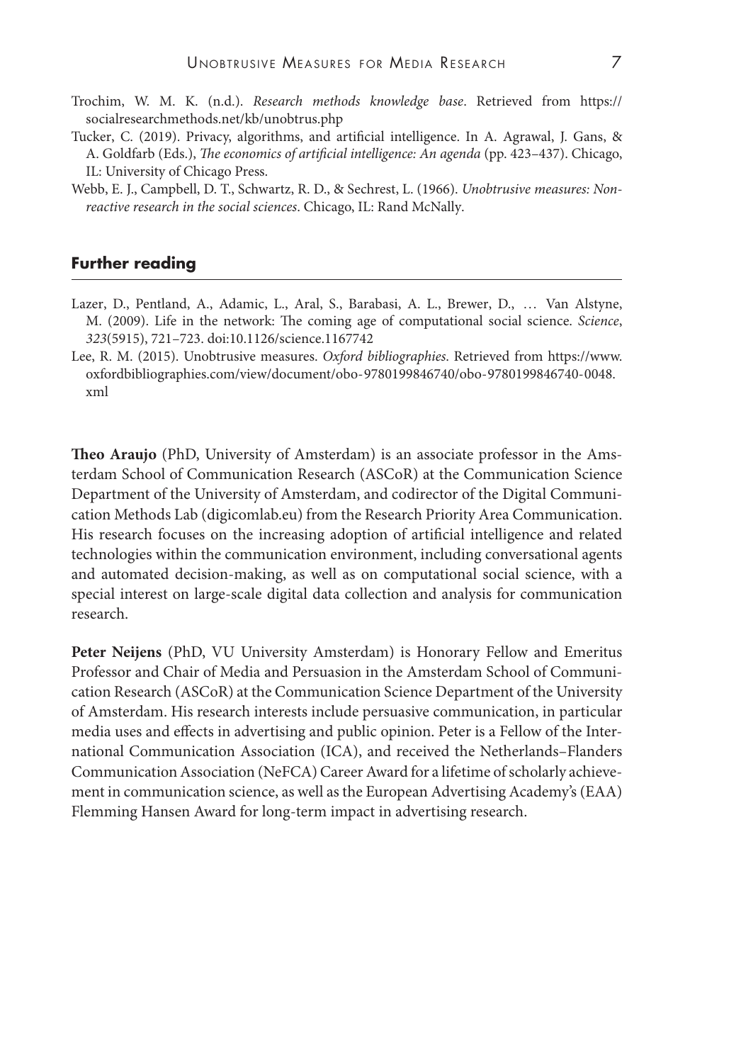Trochim, W. M. K. (n.d.). *Research methods knowledge base*. Retrieved from https://socialresearchmethods.net/kb/unobtrus.php

Tucker, C. (2019). Privacy, algorithms, and artificial intelligence. In A. Agrawal, J. Gans, & A. Goldfarb (Eds.), *The economics of artificial intelligence: An agenda* (pp. 423–437). Chicago, IL: University of Chicago Press.

Webb, E. J., Campbell, D. T., Schwartz, R. D., & Sechrest, L. (1966). *Unobtrusive measures: Nonreactive research in the social sciences*. Chicago, IL: Rand McNally.

## Further reading

Lazer, D., Pentland, A., Adamic, L., Aral, S., Barabasi, A. L., Brewer, D., … Van Alstyne, M. (2009). Life in the network: The coming age of computational social science. *Science*, *323*(5915), 721–723. doi:10.1126/science.1167742

Lee, R. M. (2015). Unobtrusive measures. *Oxford bibliographies*. Retrieved from https://www.oxfordbibliographies.com/view/document/obo-9780199846740/obo-9780199846740-0048.xml

**Theo Araujo** (PhD, University of Amsterdam) is an associate professor in the Amsterdam School of Communication Research (ASCoR) at the Communication Science Department of the University of Amsterdam, and codirector of the Digital Communication Methods Lab (digicomlab.eu) from the Research Priority Area Communication. His research focuses on the increasing adoption of artificial intelligence and related technologies within the communication environment, including conversational agents and automated decision-making, as well as on computational social science, with a special interest on large-scale digital data collection and analysis for communication research.

**Peter Neijens** (PhD, VU University Amsterdam) is Honorary Fellow and Emeritus Professor and Chair of Media and Persuasion in the Amsterdam School of Communication Research (ASCoR) at the Communication Science Department of the University of Amsterdam. His research interests include persuasive communication, in particular media uses and effects in advertising and public opinion. Peter is a Fellow of the International Communication Association (ICA), and received the Netherlands–Flanders Communication Association (NeFCA) Career Award for a lifetime of scholarly achievement in communication science, as well as the European Advertising Academy's (EAA) Flemming Hansen Award for long-term impact in advertising research.